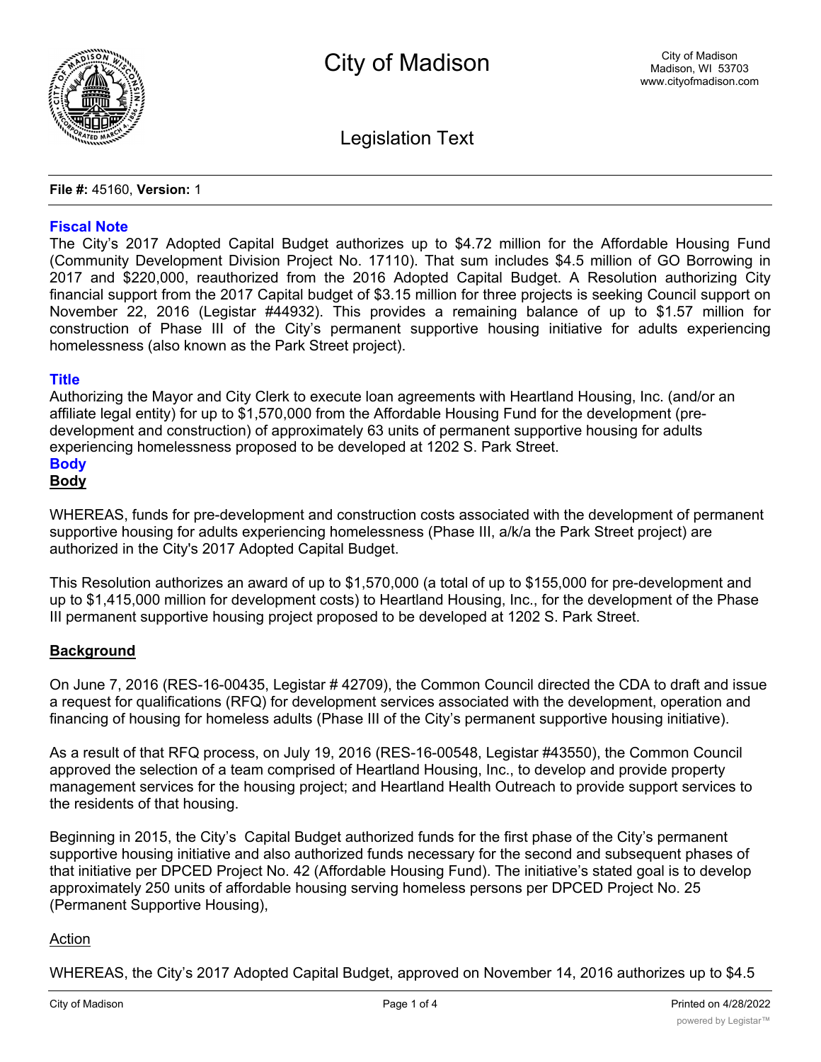# City of Madison

Legislation Text

**File #:** 45160, **Version:** 1

## Fiscal Note

The City's 2017 Adopted Capital Budget authorizes up to $4.72 million for the Affordable Housing Fund (Community Development Division Project No. 17110). That sum includes $4.5 million of GO Borrowing in 2017 and $220,000, reauthorized from the 2016 Adopted Capital Budget. A Resolution authorizing City financial support from the 2017 Capital budget of $3.15 million for three projects is seeking Council support on November 22, 2016 (Legistar #44932). This provides a remaining balance of up to $1.57 million for construction of Phase III of the City's permanent supportive housing initiative for adults experiencing homelessness (also known as the Park Street project).

## Title

Authorizing the Mayor and City Clerk to execute loan agreements with Heartland Housing, Inc. (and/or an affiliate legal entity) for up to $1,570,000 from the Affordable Housing Fund for the development (pre-development and construction) of approximately 63 units of permanent supportive housing for adults experiencing homelessness proposed to be developed at 1202 S. Park Street.

## Body

**Body**

WHEREAS, funds for pre-development and construction costs associated with the development of permanent supportive housing for adults experiencing homelessness (Phase III, a/k/a the Park Street project) are authorized in the City's 2017 Adopted Capital Budget.

This Resolution authorizes an award of up to $1,570,000 (a total of up to $155,000 for pre-development and up to $1,415,000 million for development costs) to Heartland Housing, Inc., for the development of the Phase III permanent supportive housing project proposed to be developed at 1202 S. Park Street.

**Background**

On June 7, 2016 (RES-16-00435, Legistar # 42709), the Common Council directed the CDA to draft and issue a request for qualifications (RFQ) for development services associated with the development, operation and financing of housing for homeless adults (Phase III of the City's permanent supportive housing initiative).

As a result of that RFQ process, on July 19, 2016 (RES-16-00548, Legistar #43550), the Common Council approved the selection of a team comprised of Heartland Housing, Inc., to develop and provide property management services for the housing project; and Heartland Health Outreach to provide support services to the residents of that housing.

Beginning in 2015, the City's Capital Budget authorized funds for the first phase of the City's permanent supportive housing initiative and also authorized funds necessary for the second and subsequent phases of that initiative per DPCED Project No. 42 (Affordable Housing Fund). The initiative's stated goal is to develop approximately 250 units of affordable housing serving homeless persons per DPCED Project No. 25 (Permanent Supportive Housing),

Action

WHEREAS, the City's 2017 Adopted Capital Budget, approved on November 14, 2016 authorizes up to $4.5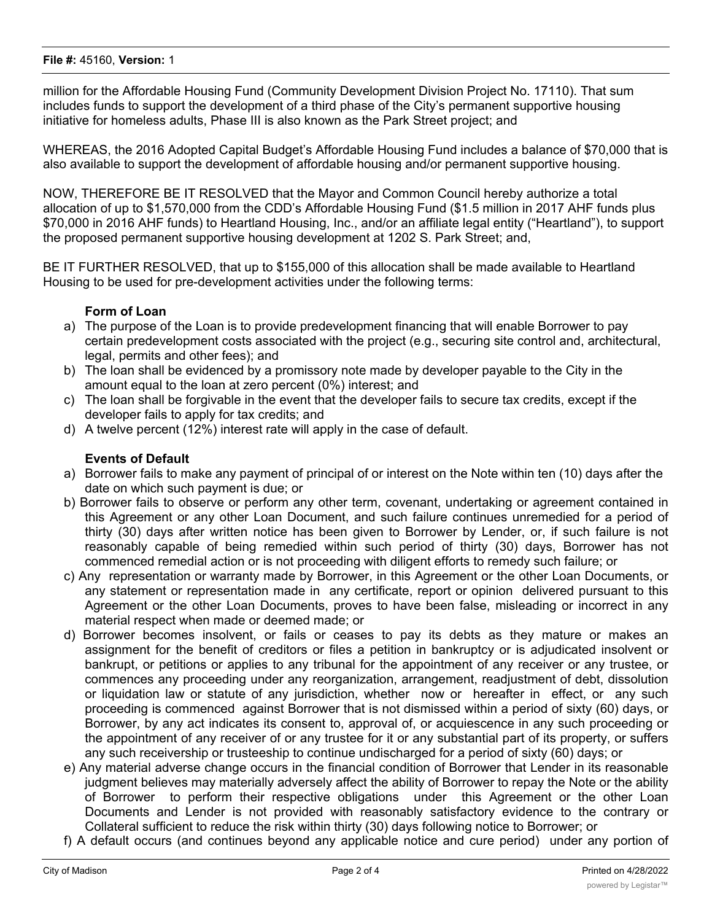million for the Affordable Housing Fund (Community Development Division Project No. 17110). That sum includes funds to support the development of a third phase of the City's permanent supportive housing initiative for homeless adults, Phase III is also known as the Park Street project; and

WHEREAS, the 2016 Adopted Capital Budget's Affordable Housing Fund includes a balance of $70,000 that is also available to support the development of affordable housing and/or permanent supportive housing.

NOW, THEREFORE BE IT RESOLVED that the Mayor and Common Council hereby authorize a total allocation of up to $1,570,000 from the CDD's Affordable Housing Fund ($1.5 million in 2017 AHF funds plus $70,000 in 2016 AHF funds) to Heartland Housing, Inc., and/or an affiliate legal entity ("Heartland"), to support the proposed permanent supportive housing development at 1202 S. Park Street; and,

BE IT FURTHER RESOLVED, that up to $155,000 of this allocation shall be made available to Heartland Housing to be used for pre-development activities under the following terms:

**Form of Loan**

a) The purpose of the Loan is to provide predevelopment financing that will enable Borrower to pay certain predevelopment costs associated with the project (e.g., securing site control and, architectural, legal, permits and other fees); and
b) The loan shall be evidenced by a promissory note made by developer payable to the City in the amount equal to the loan at zero percent (0%) interest; and
c) The loan shall be forgivable in the event that the developer fails to secure tax credits, except if the developer fails to apply for tax credits; and
d) A twelve percent (12%) interest rate will apply in the case of default.

**Events of Default**

a) Borrower fails to make any payment of principal of or interest on the Note within ten (10) days after the date on which such payment is due; or
b) Borrower fails to observe or perform any other term, covenant, undertaking or agreement contained in this Agreement or any other Loan Document, and such failure continues unremedied for a period of thirty (30) days after written notice has been given to Borrower by Lender, or, if such failure is not reasonably capable of being remedied within such period of thirty (30) days, Borrower has not commenced remedial action or is not proceeding with diligent efforts to remedy such failure; or
c) Any representation or warranty made by Borrower, in this Agreement or the other Loan Documents, or any statement or representation made in any certificate, report or opinion delivered pursuant to this Agreement or the other Loan Documents, proves to have been false, misleading or incorrect in any material respect when made or deemed made; or
d) Borrower becomes insolvent, or fails or ceases to pay its debts as they mature or makes an assignment for the benefit of creditors or files a petition in bankruptcy or is adjudicated insolvent or bankrupt, or petitions or applies to any tribunal for the appointment of any receiver or any trustee, or commences any proceeding under any reorganization, arrangement, readjustment of debt, dissolution or liquidation law or statute of any jurisdiction, whether now or hereafter in effect, or any such proceeding is commenced against Borrower that is not dismissed within a period of sixty (60) days, or Borrower, by any act indicates its consent to, approval of, or acquiescence in any such proceeding or the appointment of any receiver of or any trustee for it or any substantial part of its property, or suffers any such receivership or trusteeship to continue undischarged for a period of sixty (60) days; or
e) Any material adverse change occurs in the financial condition of Borrower that Lender in its reasonable judgment believes may materially adversely affect the ability of Borrower to repay the Note or the ability of Borrower to perform their respective obligations under this Agreement or the other Loan Documents and Lender is not provided with reasonably satisfactory evidence to the contrary or Collateral sufficient to reduce the risk within thirty (30) days following notice to Borrower; or
f) A default occurs (and continues beyond any applicable notice and cure period) under any portion of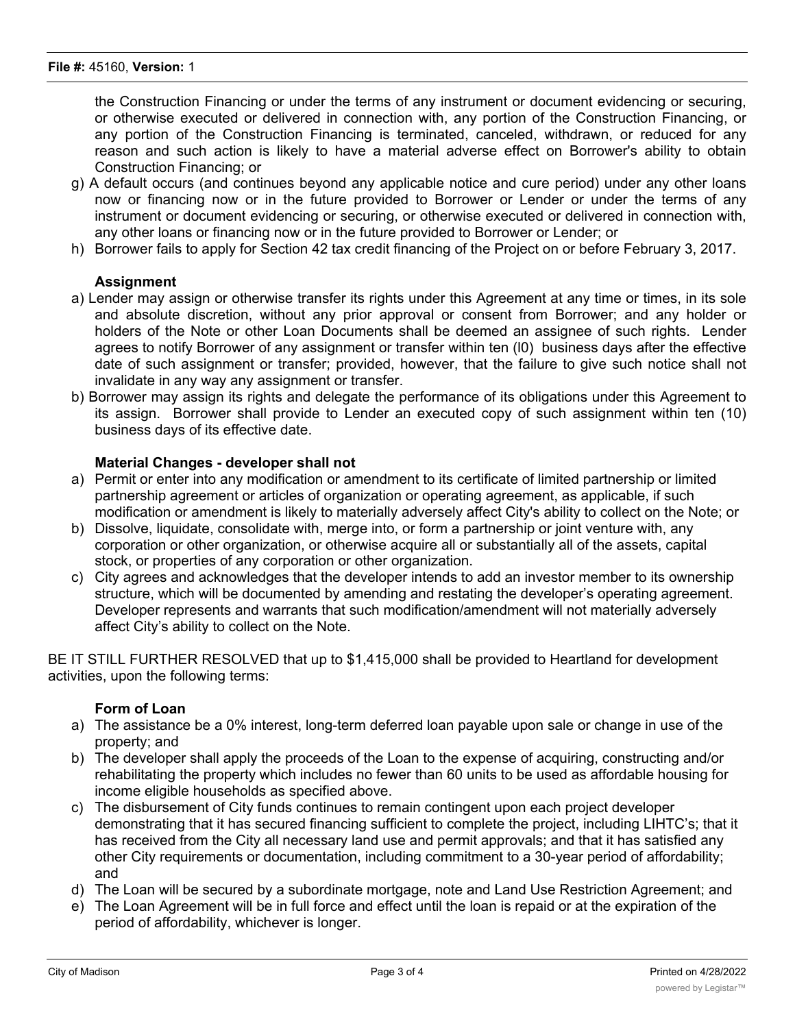the Construction Financing or under the terms of any instrument or document evidencing or securing, or otherwise executed or delivered in connection with, any portion of the Construction Financing, or any portion of the Construction Financing is terminated, canceled, withdrawn, or reduced for any reason and such action is likely to have a material adverse effect on Borrower's ability to obtain Construction Financing; or

g) A default occurs (and continues beyond any applicable notice and cure period) under any other loans now or financing now or in the future provided to Borrower or Lender or under the terms of any instrument or document evidencing or securing, or otherwise executed or delivered in connection with, any other loans or financing now or in the future provided to Borrower or Lender; or

h) Borrower fails to apply for Section 42 tax credit financing of the Project on or before February 3, 2017.

**Assignment**

a) Lender may assign or otherwise transfer its rights under this Agreement at any time or times, in its sole and absolute discretion, without any prior approval or consent from Borrower; and any holder or holders of the Note or other Loan Documents shall be deemed an assignee of such rights. Lender agrees to notify Borrower of any assignment or transfer within ten (l0) business days after the effective date of such assignment or transfer; provided, however, that the failure to give such notice shall not invalidate in any way any assignment or transfer.

b) Borrower may assign its rights and delegate the performance of its obligations under this Agreement to its assign. Borrower shall provide to Lender an executed copy of such assignment within ten (10) business days of its effective date.

**Material Changes - developer shall not**

a) Permit or enter into any modification or amendment to its certificate of limited partnership or limited partnership agreement or articles of organization or operating agreement, as applicable, if such modification or amendment is likely to materially adversely affect City's ability to collect on the Note; or

b) Dissolve, liquidate, consolidate with, merge into, or form a partnership or joint venture with, any corporation or other organization, or otherwise acquire all or substantially all of the assets, capital stock, or properties of any corporation or other organization.

c) City agrees and acknowledges that the developer intends to add an investor member to its ownership structure, which will be documented by amending and restating the developer's operating agreement. Developer represents and warrants that such modification/amendment will not materially adversely affect City's ability to collect on the Note.

BE IT STILL FURTHER RESOLVED that up to $1,415,000 shall be provided to Heartland for development activities, upon the following terms:

**Form of Loan**

a) The assistance be a 0% interest, long-term deferred loan payable upon sale or change in use of the property; and

b) The developer shall apply the proceeds of the Loan to the expense of acquiring, constructing and/or rehabilitating the property which includes no fewer than 60 units to be used as affordable housing for income eligible households as specified above.

c) The disbursement of City funds continues to remain contingent upon each project developer demonstrating that it has secured financing sufficient to complete the project, including LIHTC's; that it has received from the City all necessary land use and permit approvals; and that it has satisfied any other City requirements or documentation, including commitment to a 30-year period of affordability; and

d) The Loan will be secured by a subordinate mortgage, note and Land Use Restriction Agreement; and

e) The Loan Agreement will be in full force and effect until the loan is repaid or at the expiration of the period of affordability, whichever is longer.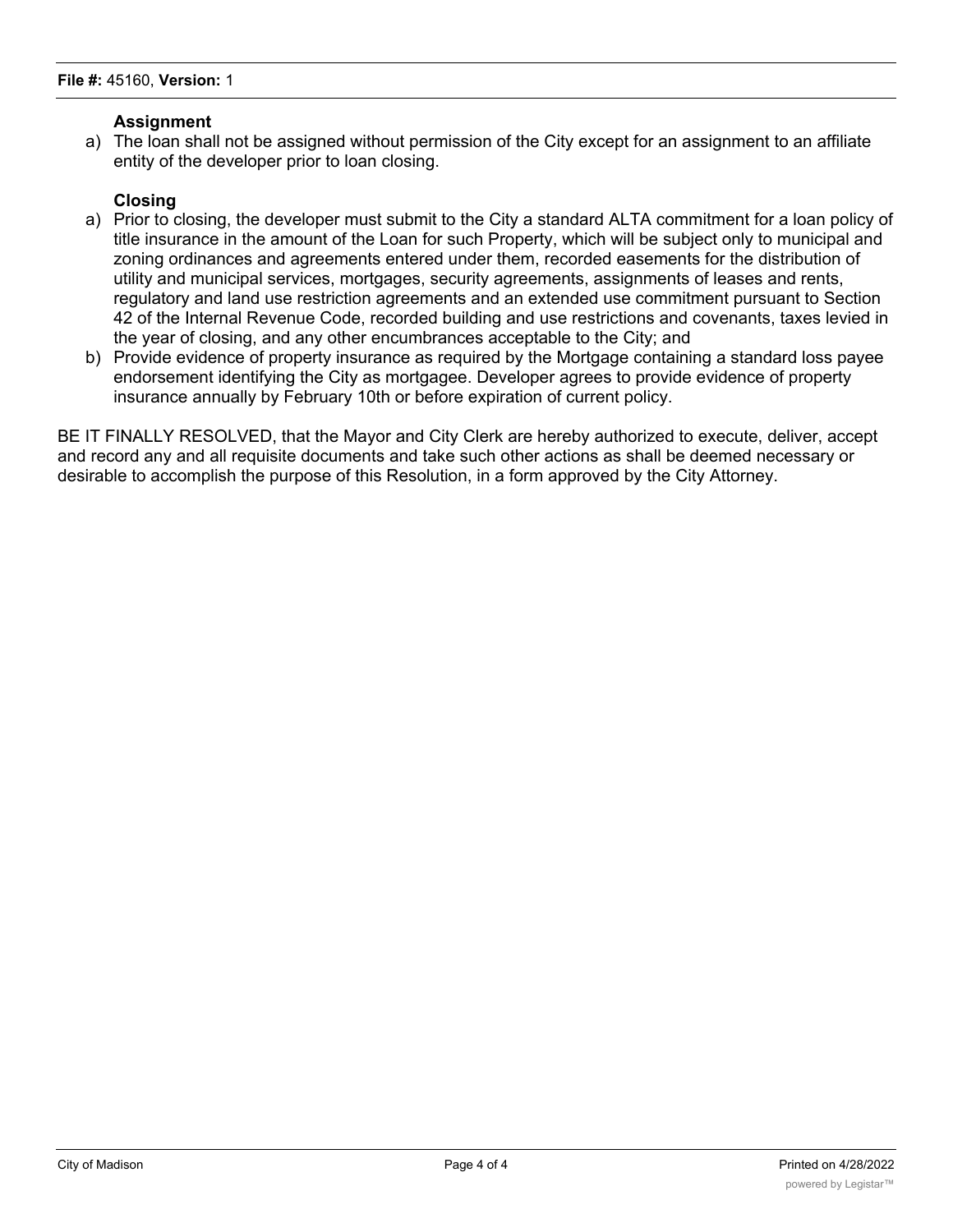**Assignment**

a) The loan shall not be assigned without permission of the City except for an assignment to an affiliate entity of the developer prior to loan closing.

**Closing**

a) Prior to closing, the developer must submit to the City a standard ALTA commitment for a loan policy of title insurance in the amount of the Loan for such Property, which will be subject only to municipal and zoning ordinances and agreements entered under them, recorded easements for the distribution of utility and municipal services, mortgages, security agreements, assignments of leases and rents, regulatory and land use restriction agreements and an extended use commitment pursuant to Section 42 of the Internal Revenue Code, recorded building and use restrictions and covenants, taxes levied in the year of closing, and any other encumbrances acceptable to the City; and
b) Provide evidence of property insurance as required by the Mortgage containing a standard loss payee endorsement identifying the City as mortgagee. Developer agrees to provide evidence of property insurance annually by February 10th or before expiration of current policy.

BE IT FINALLY RESOLVED, that the Mayor and City Clerk are hereby authorized to execute, deliver, accept and record any and all requisite documents and take such other actions as shall be deemed necessary or desirable to accomplish the purpose of this Resolution, in a form approved by the City Attorney.